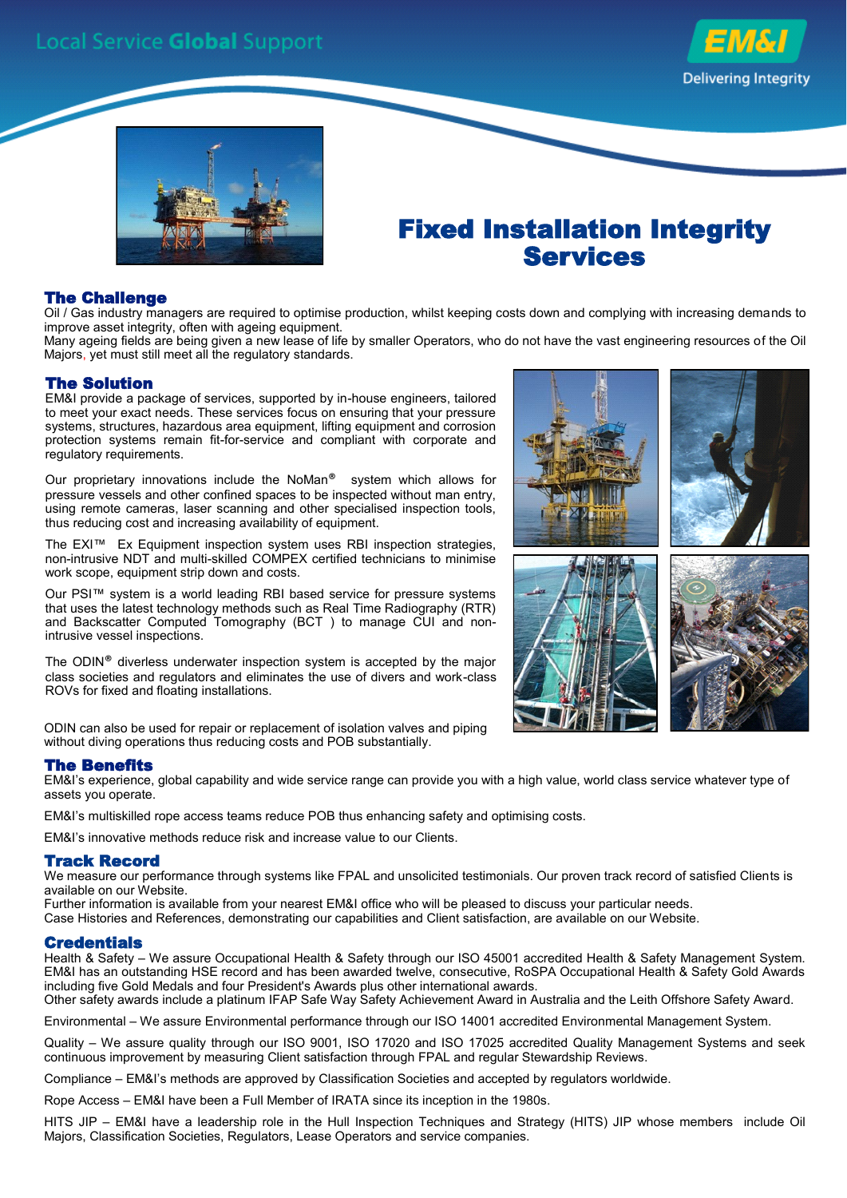Local Service **Global** Support

EM&I
Delivering Integrity

# Fixed Installation Integrity Services

## The Challenge

Oil / Gas industry managers are required to optimise production, whilst keeping costs down and complying with increasing demands to improve asset integrity, often with ageing equipment.
Many ageing fields are being given a new lease of life by smaller Operators, who do not have the vast engineering resources of the Oil Majors, yet must still meet all the regulatory standards.

## The Solution

EM&I provide a package of services, supported by in-house engineers, tailored to meet your exact needs. These services focus on ensuring that your pressure systems, structures, hazardous area equipment, lifting equipment and corrosion protection systems remain fit-for-service and compliant with corporate and regulatory requirements.

Our proprietary innovations include the NoMan® system which allows for pressure vessels and other confined spaces to be inspected without man entry, using remote cameras, laser scanning and other specialised inspection tools, thus reducing cost and increasing availability of equipment.

The EXI™ Ex Equipment inspection system uses RBI inspection strategies, non-intrusive NDT and multi-skilled COMPEX certified technicians to minimise work scope, equipment strip down and costs.

Our PSI™ system is a world leading RBI based service for pressure systems that uses the latest technology methods such as Real Time Radiography (RTR) and Backscatter Computed Tomography (BCT ) to manage CUI and non-intrusive vessel inspections.

The ODIN® diverless underwater inspection system is accepted by the major class societies and regulators and eliminates the use of divers and work-class ROVs for fixed and floating installations.

ODIN can also be used for repair or replacement of isolation valves and piping without diving operations thus reducing costs and POB substantially.

## The Benefits

EM&I's experience, global capability and wide service range can provide you with a high value, world class service whatever type of assets you operate.

EM&I's multiskilled rope access teams reduce POB thus enhancing safety and optimising costs.

EM&I's innovative methods reduce risk and increase value to our Clients.

## Track Record

We measure our performance through systems like FPAL and unsolicited testimonials. Our proven track record of satisfied Clients is available on our Website.
Further information is available from your nearest EM&I office who will be pleased to discuss your particular needs.
Case Histories and References, demonstrating our capabilities and Client satisfaction, are available on our Website.

## Credentials

Health & Safety – We assure Occupational Health & Safety through our ISO 45001 accredited Health & Safety Management System. EM&I has an outstanding HSE record and has been awarded twelve, consecutive, RoSPA Occupational Health & Safety Gold Awards including five Gold Medals and four President's Awards plus other international awards.
Other safety awards include a platinum IFAP Safe Way Safety Achievement Award in Australia and the Leith Offshore Safety Award.

Environmental – We assure Environmental performance through our ISO 14001 accredited Environmental Management System.

Quality – We assure quality through our ISO 9001, ISO 17020 and ISO 17025 accredited Quality Management Systems and seek continuous improvement by measuring Client satisfaction through FPAL and regular Stewardship Reviews.

Compliance – EM&I's methods are approved by Classification Societies and accepted by regulators worldwide.

Rope Access – EM&I have been a Full Member of IRATA since its inception in the 1980s.

HITS JIP – EM&I have a leadership role in the Hull Inspection Techniques and Strategy (HITS) JIP whose members include Oil Majors, Classification Societies, Regulators, Lease Operators and service companies.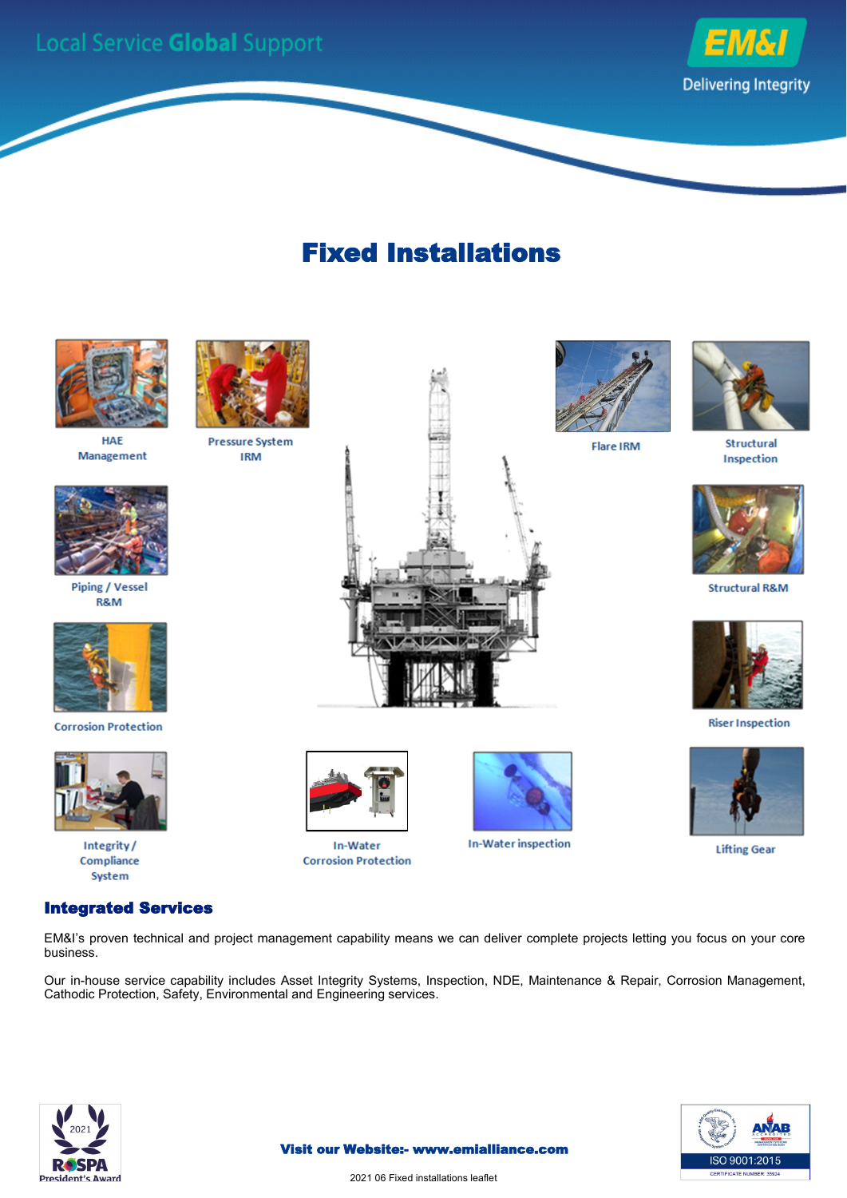Local Service **Global** Support

EM&I

Delivering Integrity

# Fixed Installations

HAE Management

Pressure System IRM

Flare IRM

Structural Inspection

Piping / Vessel R&M

Structural R&M

Corrosion Protection

Riser Inspection

Integrity / Compliance System

In-Water Corrosion Protection

In-Water inspection

Lifting Gear

## Integrated Services

EM&I's proven technical and project management capability means we can deliver complete projects letting you focus on your core business.

Our in-house service capability includes Asset Integrity Systems, Inspection, NDE, Maintenance & Repair, Corrosion Management, Cathodic Protection, Safety, Environmental and Engineering services.

2021 ROSPA President's Award

**Visit our Website:- www.emialliance.com**

2021 06 Fixed installations leaflet

ANAB ISO 9001:2015 CERTIFICATE NUMBER: 35924